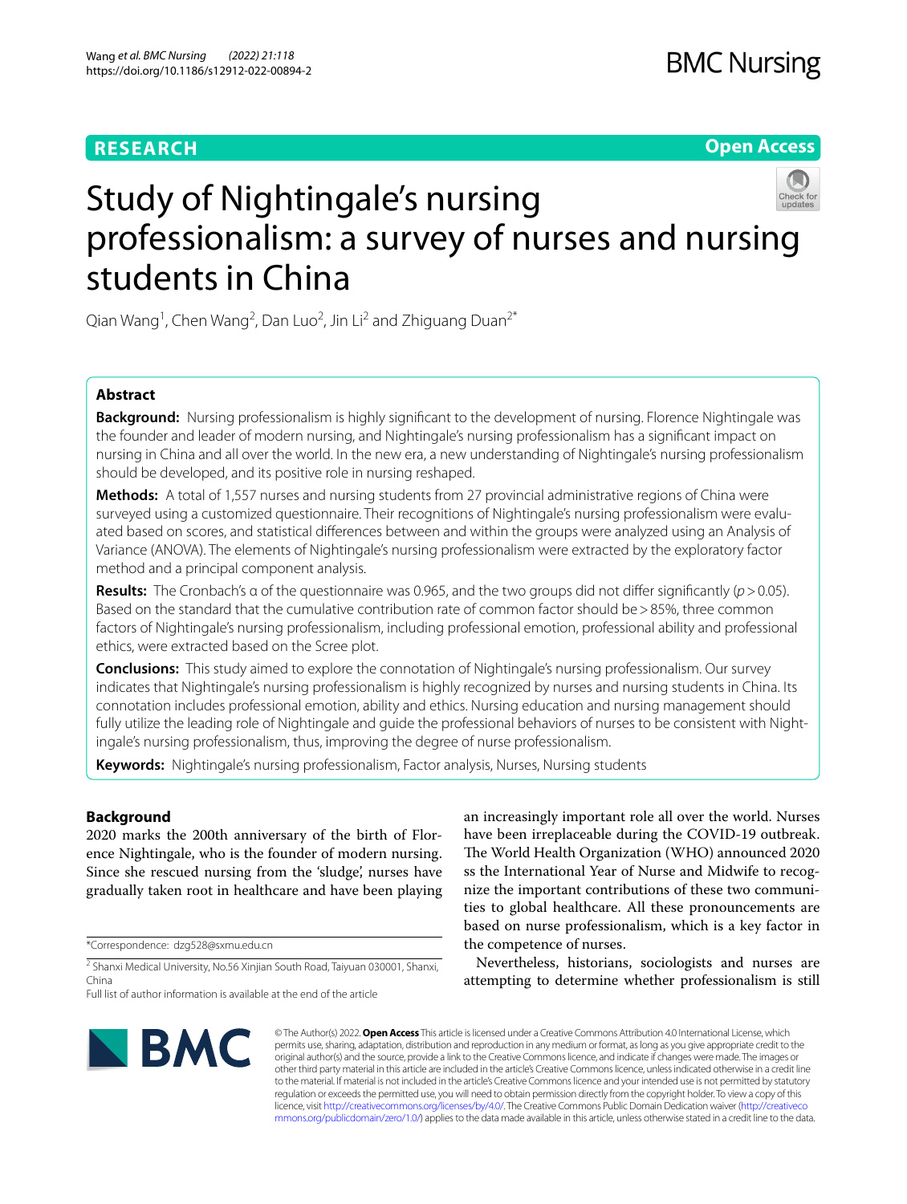**RESEARCH** | **Open Access**

# Study of Nightingale's nursing professionalism: a survey of nurses and nursing students in China

Qian Wang[1], Chen Wang[2], Dan Luo[2], Jin Li[2] and Zhiguang Duan[2*]

## Abstract

**Background:** Nursing professionalism is highly significant to the development of nursing. Florence Nightingale was the founder and leader of modern nursing, and Nightingale's nursing professionalism has a significant impact on nursing in China and all over the world. In the new era, a new understanding of Nightingale's nursing professionalism should be developed, and its positive role in nursing reshaped.

**Methods:** A total of 1,557 nurses and nursing students from 27 provincial administrative regions of China were surveyed using a customized questionnaire. Their recognitions of Nightingale's nursing professionalism were evaluated based on scores, and statistical differences between and within the groups were analyzed using an Analysis of Variance (ANOVA). The elements of Nightingale's nursing professionalism were extracted by the exploratory factor method and a principal component analysis.

**Results:** The Cronbach's α of the questionnaire was 0.965, and the two groups did not differ significantly ($p > 0.05$). Based on the standard that the cumulative contribution rate of common factor should be > 85%, three common factors of Nightingale's nursing professionalism, including professional emotion, professional ability and professional ethics, were extracted based on the Scree plot.

**Conclusions:** This study aimed to explore the connotation of Nightingale's nursing professionalism. Our survey indicates that Nightingale's nursing professionalism is highly recognized by nurses and nursing students in China. Its connotation includes professional emotion, ability and ethics. Nursing education and nursing management should fully utilize the leading role of Nightingale and guide the professional behaviors of nurses to be consistent with Nightingale's nursing professionalism, thus, improving the degree of nurse professionalism.

**Keywords:** Nightingale's nursing professionalism, Factor analysis, Nurses, Nursing students

## Background

2020 marks the 200th anniversary of the birth of Florence Nightingale, who is the founder of modern nursing. Since she rescued nursing from the 'sludge', nurses have gradually taken root in healthcare and have been playing an increasingly important role all over the world. Nurses have been irreplaceable during the COVID-19 outbreak. The World Health Organization (WHO) announced 2020 ss the International Year of Nurse and Midwife to recognize the important contributions of these two communities to global healthcare. All these pronouncements are based on nurse professionalism, which is a key factor in the competence of nurses.

Nevertheless, historians, sociologists and nurses are attempting to determine whether professionalism is still

*Correspondence: dzg528@sxmu.edu.cn

[2] Shanxi Medical University, No.56 Xinjian South Road, Taiyuan 030001, Shanxi, China

Full list of author information is available at the end of the article

© The Author(s) 2022. **Open Access** This article is licensed under a Creative Commons Attribution 4.0 International License, which permits use, sharing, adaptation, distribution and reproduction in any medium or format, as long as you give appropriate credit to the original author(s) and the source, provide a link to the Creative Commons licence, and indicate if changes were made. The images or other third party material in this article are included in the article's Creative Commons licence, unless indicated otherwise in a credit line to the material. If material is not included in the article's Creative Commons licence and your intended use is not permitted by statutory regulation or exceeds the permitted use, you will need to obtain permission directly from the copyright holder. To view a copy of this licence, visit http://creativecommons.org/licenses/by/4.0/. The Creative Commons Public Domain Dedication waiver (http://creativecommons.org/publicdomain/zero/1.0/) applies to the data made available in this article, unless otherwise stated in a credit line to the data.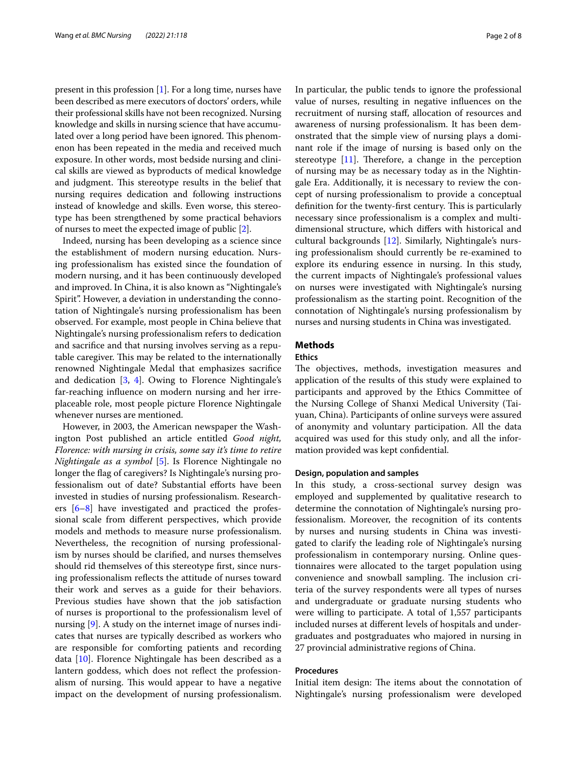present in this profession [1]. For a long time, nurses have been described as mere executors of doctors' orders, while their professional skills have not been recognized. Nursing knowledge and skills in nursing science that have accumulated over a long period have been ignored. This phenomenon has been repeated in the media and received much exposure. In other words, most bedside nursing and clinical skills are viewed as byproducts of medical knowledge and judgment. This stereotype results in the belief that nursing requires dedication and following instructions instead of knowledge and skills. Even worse, this stereotype has been strengthened by some practical behaviors of nurses to meet the expected image of public [2].

Indeed, nursing has been developing as a science since the establishment of modern nursing education. Nursing professionalism has existed since the foundation of modern nursing, and it has been continuously developed and improved. In China, it is also known as "Nightingale's Spirit". However, a deviation in understanding the connotation of Nightingale's nursing professionalism has been observed. For example, most people in China believe that Nightingale's nursing professionalism refers to dedication and sacrifice and that nursing involves serving as a reputable caregiver. This may be related to the internationally renowned Nightingale Medal that emphasizes sacrifice and dedication [3, 4]. Owing to Florence Nightingale's far-reaching influence on modern nursing and her irreplaceable role, most people picture Florence Nightingale whenever nurses are mentioned.

However, in 2003, the American newspaper the Washington Post published an article entitled *Good night, Florence: with nursing in crisis, some say it's time to retire Nightingale as a symbol* [5]. Is Florence Nightingale no longer the flag of caregivers? Is Nightingale's nursing professionalism out of date? Substantial efforts have been invested in studies of nursing professionalism. Researchers [6–8] have investigated and practiced the professional scale from different perspectives, which provide models and methods to measure nurse professionalism. Nevertheless, the recognition of nursing professionalism by nurses should be clarified, and nurses themselves should rid themselves of this stereotype first, since nursing professionalism reflects the attitude of nurses toward their work and serves as a guide for their behaviors. Previous studies have shown that the job satisfaction of nurses is proportional to the professionalism level of nursing [9]. A study on the internet image of nurses indicates that nurses are typically described as workers who are responsible for comforting patients and recording data [10]. Florence Nightingale has been described as a lantern goddess, which does not reflect the professionalism of nursing. This would appear to have a negative impact on the development of nursing professionalism. In particular, the public tends to ignore the professional value of nurses, resulting in negative influences on the recruitment of nursing staff, allocation of resources and awareness of nursing professionalism. It has been demonstrated that the simple view of nursing plays a dominant role if the image of nursing is based only on the stereotype [11]. Therefore, a change in the perception of nursing may be as necessary today as in the Nightingale Era. Additionally, it is necessary to review the concept of nursing professionalism to provide a conceptual definition for the twenty-first century. This is particularly necessary since professionalism is a complex and multidimensional structure, which differs with historical and cultural backgrounds [12]. Similarly, Nightingale's nursing professionalism should currently be re-examined to explore its enduring essence in nursing. In this study, the current impacts of Nightingale's professional values on nurses were investigated with Nightingale's nursing professionalism as the starting point. Recognition of the connotation of Nightingale's nursing professionalism by nurses and nursing students in China was investigated.

## Methods

### Ethics

The objectives, methods, investigation measures and application of the results of this study were explained to participants and approved by the Ethics Committee of the Nursing College of Shanxi Medical University (Taiyuan, China). Participants of online surveys were assured of anonymity and voluntary participation. All the data acquired was used for this study only, and all the information provided was kept confidential.

### Design, population and samples

In this study, a cross-sectional survey design was employed and supplemented by qualitative research to determine the connotation of Nightingale's nursing professionalism. Moreover, the recognition of its contents by nurses and nursing students in China was investigated to clarify the leading role of Nightingale's nursing professionalism in contemporary nursing. Online questionnaires were allocated to the target population using convenience and snowball sampling. The inclusion criteria of the survey respondents were all types of nurses and undergraduate or graduate nursing students who were willing to participate. A total of 1,557 participants included nurses at different levels of hospitals and undergraduates and postgraduates who majored in nursing in 27 provincial administrative regions of China.

### Procedures

Initial item design: The items about the connotation of Nightingale's nursing professionalism were developed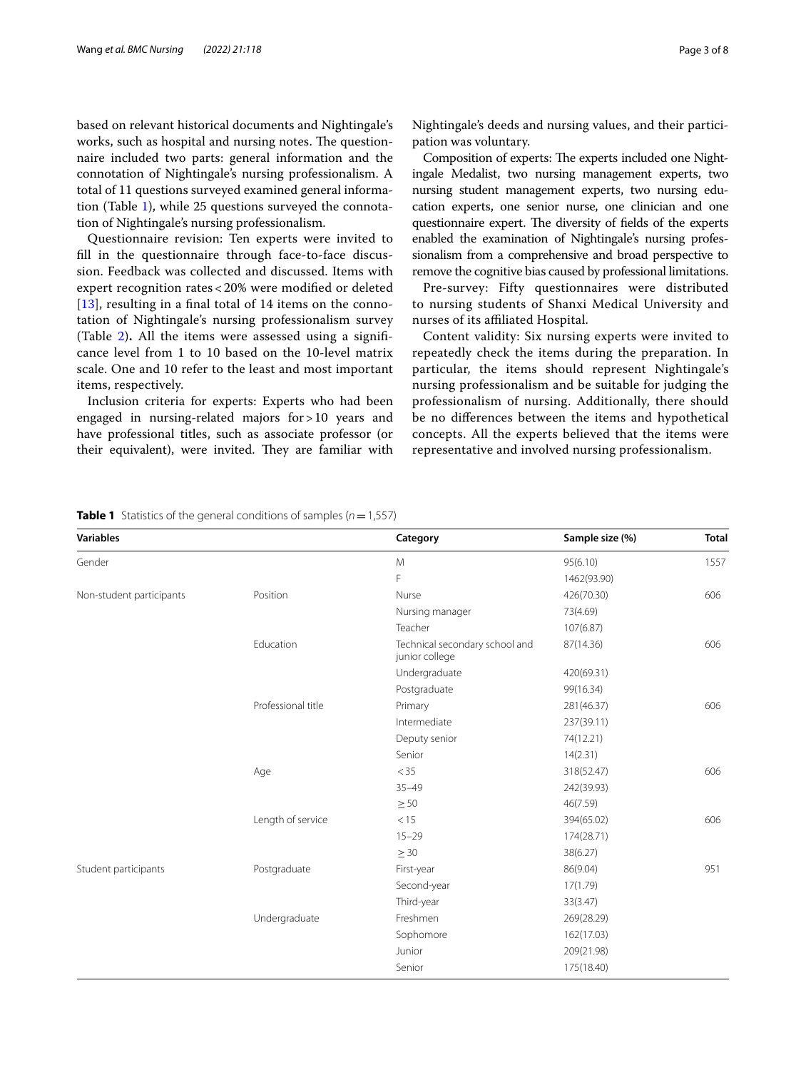based on relevant historical documents and Nightingale's works, such as hospital and nursing notes. The questionnaire included two parts: general information and the connotation of Nightingale's nursing professionalism. A total of 11 questions surveyed examined general information (Table 1), while 25 questions surveyed the connotation of Nightingale's nursing professionalism.

Questionnaire revision: Ten experts were invited to fill in the questionnaire through face-to-face discussion. Feedback was collected and discussed. Items with expert recognition rates < 20% were modified or deleted [13], resulting in a final total of 14 items on the connotation of Nightingale's nursing professionalism survey (Table 2). All the items were assessed using a significance level from 1 to 10 based on the 10-level matrix scale. One and 10 refer to the least and most important items, respectively.

Inclusion criteria for experts: Experts who had been engaged in nursing-related majors for > 10 years and have professional titles, such as associate professor (or their equivalent), were invited. They are familiar with Nightingale's deeds and nursing values, and their participation was voluntary.

Composition of experts: The experts included one Nightingale Medalist, two nursing management experts, two nursing student management experts, two nursing education experts, one senior nurse, one clinician and one questionnaire expert. The diversity of fields of the experts enabled the examination of Nightingale's nursing professionalism from a comprehensive and broad perspective to remove the cognitive bias caused by professional limitations.

Pre-survey: Fifty questionnaires were distributed to nursing students of Shanxi Medical University and nurses of its affiliated Hospital.

Content validity: Six nursing experts were invited to repeatedly check the items during the preparation. In particular, the items should represent Nightingale's nursing professionalism and be suitable for judging the professionalism of nursing. Additionally, there should be no differences between the items and hypothetical concepts. All the experts believed that the items were representative and involved nursing professionalism.

**Table 1** Statistics of the general conditions of samples ($n = 1{,}557$)

| Variables | | Category | Sample size (%) | Total |
|---|---|---|---|---|
| Gender | | M | 95(6.10) | 1557 |
| | | F | 1462(93.90) | |
| Non-student participants | Position | Nurse | 426(70.30) | 606 |
| | | Nursing manager | 73(4.69) | |
| | | Teacher | 107(6.87) | |
| | Education | Technical secondary school and junior college | 87(14.36) | 606 |
| | | Undergraduate | 420(69.31) | |
| | | Postgraduate | 99(16.34) | |
| | Professional title | Primary | 281(46.37) | 606 |
| | | Intermediate | 237(39.11) | |
| | | Deputy senior | 74(12.21) | |
| | | Senior | 14(2.31) | |
| | Age | < 35 | 318(52.47) | 606 |
| | | 35–49 | 242(39.93) | |
| | | ≥ 50 | 46(7.59) | |
| | Length of service | < 15 | 394(65.02) | 606 |
| | | 15–29 | 174(28.71) | |
| | | ≥ 30 | 38(6.27) | |
| Student participants | Postgraduate | First-year | 86(9.04) | 951 |
| | | Second-year | 17(1.79) | |
| | | Third-year | 33(3.47) | |
| | Undergraduate | Freshmen | 269(28.29) | |
| | | Sophomore | 162(17.03) | |
| | | Junior | 209(21.98) | |
| | | Senior | 175(18.40) | |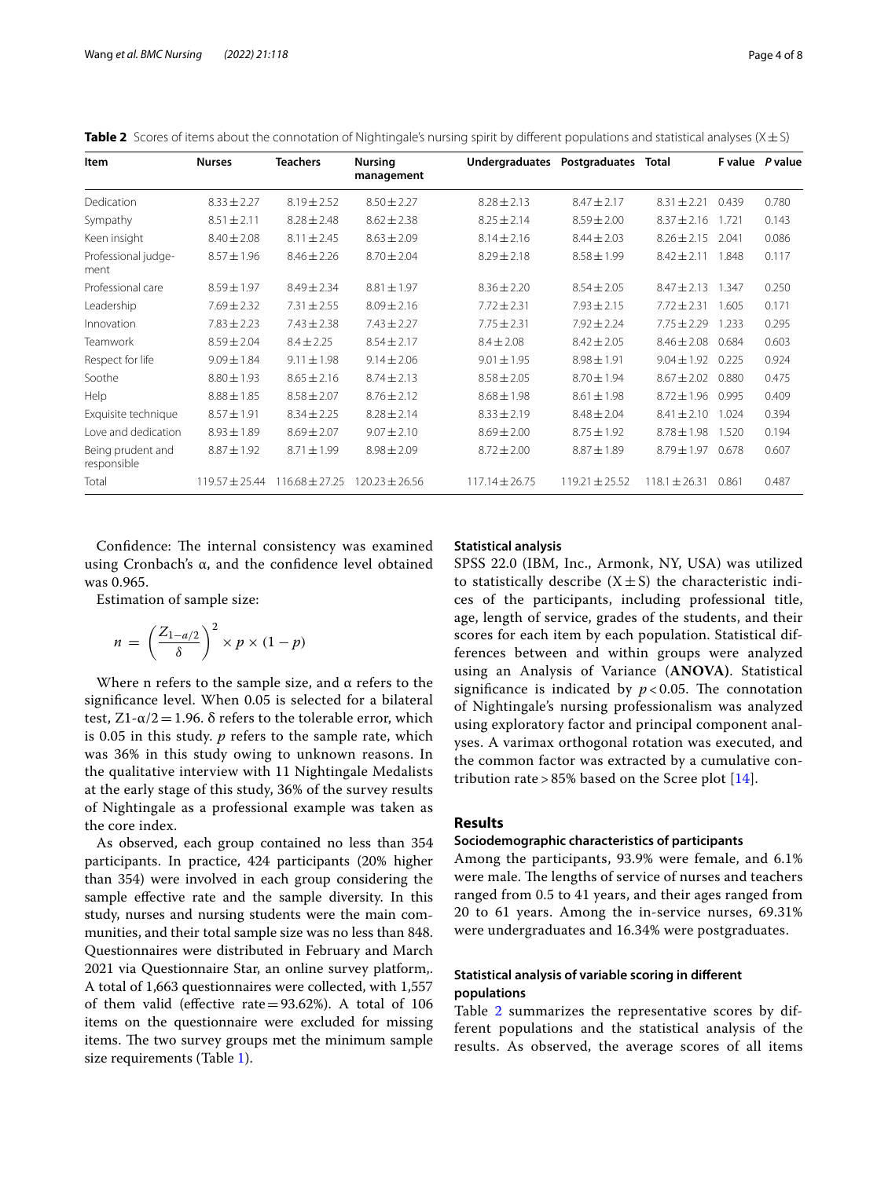**Table 2** Scores of items about the connotation of Nightingale's nursing spirit by different populations and statistical analyses ($X \pm S$)

| Item | Nurses | Teachers | Nursing management | Undergraduates | Postgraduates | Total | F value | P value |
|---|---|---|---|---|---|---|---|---|
| Dedication | 8.33 ± 2.27 | 8.19 ± 2.52 | 8.50 ± 2.27 | 8.28 ± 2.13 | 8.47 ± 2.17 | 8.31 ± 2.21 | 0.439 | 0.780 |
| Sympathy | 8.51 ± 2.11 | 8.28 ± 2.48 | 8.62 ± 2.38 | 8.25 ± 2.14 | 8.59 ± 2.00 | 8.37 ± 2.16 | 1.721 | 0.143 |
| Keen insight | 8.40 ± 2.08 | 8.11 ± 2.45 | 8.63 ± 2.09 | 8.14 ± 2.16 | 8.44 ± 2.03 | 8.26 ± 2.15 | 2.041 | 0.086 |
| Professional judgement | 8.57 ± 1.96 | 8.46 ± 2.26 | 8.70 ± 2.04 | 8.29 ± 2.18 | 8.58 ± 1.99 | 8.42 ± 2.11 | 1.848 | 0.117 |
| Professional care | 8.59 ± 1.97 | 8.49 ± 2.34 | 8.81 ± 1.97 | 8.36 ± 2.20 | 8.54 ± 2.05 | 8.47 ± 2.13 | 1.347 | 0.250 |
| Leadership | 7.69 ± 2.32 | 7.31 ± 2.55 | 8.09 ± 2.16 | 7.72 ± 2.31 | 7.93 ± 2.15 | 7.72 ± 2.31 | 1.605 | 0.171 |
| Innovation | 7.83 ± 2.23 | 7.43 ± 2.38 | 7.43 ± 2.27 | 7.75 ± 2.31 | 7.92 ± 2.24 | 7.75 ± 2.29 | 1.233 | 0.295 |
| Teamwork | 8.59 ± 2.04 | 8.4 ± 2.25 | 8.54 ± 2.17 | 8.4 ± 2.08 | 8.42 ± 2.05 | 8.46 ± 2.08 | 0.684 | 0.603 |
| Respect for life | 9.09 ± 1.84 | 9.11 ± 1.98 | 9.14 ± 2.06 | 9.01 ± 1.95 | 8.98 ± 1.91 | 9.04 ± 1.92 | 0.225 | 0.924 |
| Soothe | 8.80 ± 1.93 | 8.65 ± 2.16 | 8.74 ± 2.13 | 8.58 ± 2.05 | 8.70 ± 1.94 | 8.67 ± 2.02 | 0.880 | 0.475 |
| Help | 8.88 ± 1.85 | 8.58 ± 2.07 | 8.76 ± 2.12 | 8.68 ± 1.98 | 8.61 ± 1.98 | 8.72 ± 1.96 | 0.995 | 0.409 |
| Exquisite technique | 8.57 ± 1.91 | 8.34 ± 2.25 | 8.28 ± 2.14 | 8.33 ± 2.19 | 8.48 ± 2.04 | 8.41 ± 2.10 | 1.024 | 0.394 |
| Love and dedication | 8.93 ± 1.89 | 8.69 ± 2.07 | 9.07 ± 2.10 | 8.69 ± 2.00 | 8.75 ± 1.92 | 8.78 ± 1.98 | 1.520 | 0.194 |
| Being prudent and responsible | 8.87 ± 1.92 | 8.71 ± 1.99 | 8.98 ± 2.09 | 8.72 ± 2.00 | 8.87 ± 1.89 | 8.79 ± 1.97 | 0.678 | 0.607 |
| Total | 119.57 ± 25.44 | 116.68 ± 27.25 | 120.23 ± 26.56 | 117.14 ± 26.75 | 119.21 ± 25.52 | 118.1 ± 26.31 | 0.861 | 0.487 |

Confidence: The internal consistency was examined using Cronbach's α, and the confidence level obtained was 0.965.

Estimation of sample size:

$$n = \left(\frac{Z_{1-\alpha/2}}{\delta}\right)^2 \times p \times (1-p)$$

Where n refers to the sample size, and α refers to the significance level. When 0.05 is selected for a bilateral test, $Z1\text{-}\alpha/2 = 1.96$. δ refers to the tolerable error, which is 0.05 in this study. *p* refers to the sample rate, which was 36% in this study owing to unknown reasons. In the qualitative interview with 11 Nightingale Medalists at the early stage of this study, 36% of the survey results of Nightingale as a professional example was taken as the core index.

As observed, each group contained no less than 354 participants. In practice, 424 participants (20% higher than 354) were involved in each group considering the sample effective rate and the sample diversity. In this study, nurses and nursing students were the main communities, and their total sample size was no less than 848. Questionnaires were distributed in February and March 2021 via Questionnaire Star, an online survey platform,. A total of 1,663 questionnaires were collected, with 1,557 of them valid (effective rate = 93.62%). A total of 106 items on the questionnaire were excluded for missing items. The two survey groups met the minimum sample size requirements (Table 1).

### Statistical analysis

SPSS 22.0 (IBM, Inc., Armonk, NY, USA) was utilized to statistically describe ($X \pm S$) the characteristic indices of the participants, including professional title, age, length of service, grades of the students, and their scores for each item by each population. Statistical differences between and within groups were analyzed using an Analysis of Variance (**ANOVA)**. Statistical significance is indicated by $p < 0.05$. The connotation of Nightingale's nursing professionalism was analyzed using exploratory factor and principal component analyses. A varimax orthogonal rotation was executed, and the common factor was extracted by a cumulative contribution rate > 85% based on the Scree plot [14].

## Results

### Sociodemographic characteristics of participants

Among the participants, 93.9% were female, and 6.1% were male. The lengths of service of nurses and teachers ranged from 0.5 to 41 years, and their ages ranged from 20 to 61 years. Among the in-service nurses, 69.31% were undergraduates and 16.34% were postgraduates.

### Statistical analysis of variable scoring in different populations

Table 2 summarizes the representative scores by different populations and the statistical analysis of the results. As observed, the average scores of all items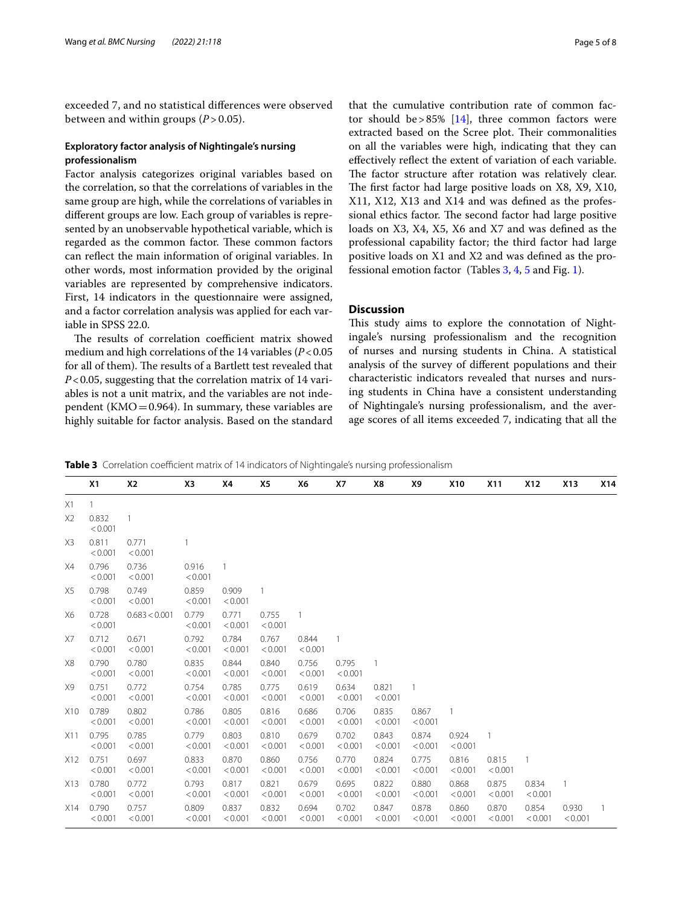exceeded 7, and no statistical differences were observed between and within groups ($P > 0.05$).

### Exploratory factor analysis of Nightingale's nursing professionalism

Factor analysis categorizes original variables based on the correlation, so that the correlations of variables in the same group are high, while the correlations of variables in different groups are low. Each group of variables is represented by an unobservable hypothetical variable, which is regarded as the common factor. These common factors can reflect the main information of original variables. In other words, most information provided by the original variables are represented by comprehensive indicators. First, 14 indicators in the questionnaire were assigned, and a factor correlation analysis was applied for each variable in SPSS 22.0.

The results of correlation coefficient matrix showed medium and high correlations of the 14 variables ($P < 0.05$ for all of them). The results of a Bartlett test revealed that $P < 0.05$, suggesting that the correlation matrix of 14 variables is not a unit matrix, and the variables are not independent (KMO = 0.964). In summary, these variables are highly suitable for factor analysis. Based on the standard that the cumulative contribution rate of common factor should be > 85% [14], three common factors were extracted based on the Scree plot. Their commonalities on all the variables were high, indicating that they can effectively reflect the extent of variation of each variable. The factor structure after rotation was relatively clear. The first factor had large positive loads on X8, X9, X10, X11, X12, X13 and X14 and was defined as the professional ethics factor. The second factor had large positive loads on X3, X4, X5, X6 and X7 and was defined as the professional capability factor; the third factor had large positive loads on X1 and X2 and was defined as the professional emotion factor (Tables 3, 4, 5 and Fig. 1).

## Discussion

This study aims to explore the connotation of Nightingale's nursing professionalism and the recognition of nurses and nursing students in China. A statistical analysis of the survey of different populations and their characteristic indicators revealed that nurses and nursing students in China have a consistent understanding of Nightingale's nursing professionalism, and the average scores of all items exceeded 7, indicating that all the

**Table 3** Correlation coefficient matrix of 14 indicators of Nightingale's nursing professionalism

| | X1 | X2 | X3 | X4 | X5 | X6 | X7 | X8 | X9 | X10 | X11 | X12 | X13 | X14 |
|---|---|---|---|---|---|---|---|---|---|---|---|---|---|---|
| X1 | 1 | | | | | | | | | | | | | |
| X2 | 0.832 <0.001 | 1 | | | | | | | | | | | | |
| X3 | 0.811 <0.001 | 0.771 <0.001 | 1 | | | | | | | | | | | |
| X4 | 0.796 <0.001 | 0.736 <0.001 | 0.916 <0.001 | 1 | | | | | | | | | | |
| X5 | 0.798 <0.001 | 0.749 <0.001 | 0.859 <0.001 | 0.909 <0.001 | 1 | | | | | | | | | |
| X6 | 0.728 <0.001 | 0.683 <0.001 | 0.779 <0.001 | 0.771 <0.001 | 0.755 <0.001 | 1 | | | | | | | | |
| X7 | 0.712 <0.001 | 0.671 <0.001 | 0.792 <0.001 | 0.784 <0.001 | 0.767 <0.001 | 0.844 <0.001 | 1 | | | | | | | |
| X8 | 0.790 <0.001 | 0.780 <0.001 | 0.835 <0.001 | 0.844 <0.001 | 0.840 <0.001 | 0.756 <0.001 | 0.795 <0.001 | 1 | | | | | | |
| X9 | 0.751 <0.001 | 0.772 <0.001 | 0.754 <0.001 | 0.785 <0.001 | 0.775 <0.001 | 0.619 <0.001 | 0.634 <0.001 | 0.821 <0.001 | 1 | | | | | |
| X10 | 0.789 <0.001 | 0.802 <0.001 | 0.786 <0.001 | 0.805 <0.001 | 0.816 <0.001 | 0.686 <0.001 | 0.706 <0.001 | 0.835 <0.001 | 0.867 <0.001 | 1 | | | | |
| X11 | 0.795 <0.001 | 0.785 <0.001 | 0.779 <0.001 | 0.803 <0.001 | 0.810 <0.001 | 0.679 <0.001 | 0.702 <0.001 | 0.843 <0.001 | 0.874 <0.001 | 0.924 <0.001 | 1 | | | |
| X12 | 0.751 <0.001 | 0.697 <0.001 | 0.833 <0.001 | 0.870 <0.001 | 0.860 <0.001 | 0.756 <0.001 | 0.770 <0.001 | 0.824 <0.001 | 0.775 <0.001 | 0.816 <0.001 | 0.815 <0.001 | 1 | | |
| X13 | 0.780 <0.001 | 0.772 <0.001 | 0.793 <0.001 | 0.817 <0.001 | 0.821 <0.001 | 0.679 <0.001 | 0.695 <0.001 | 0.822 <0.001 | 0.880 <0.001 | 0.868 <0.001 | 0.875 <0.001 | 0.834 <0.001 | 1 | |
| X14 | 0.790 <0.001 | 0.757 <0.001 | 0.809 <0.001 | 0.837 <0.001 | 0.832 <0.001 | 0.694 <0.001 | 0.702 <0.001 | 0.847 <0.001 | 0.878 <0.001 | 0.860 <0.001 | 0.870 <0.001 | 0.854 <0.001 | 0.930 <0.001 | 1 |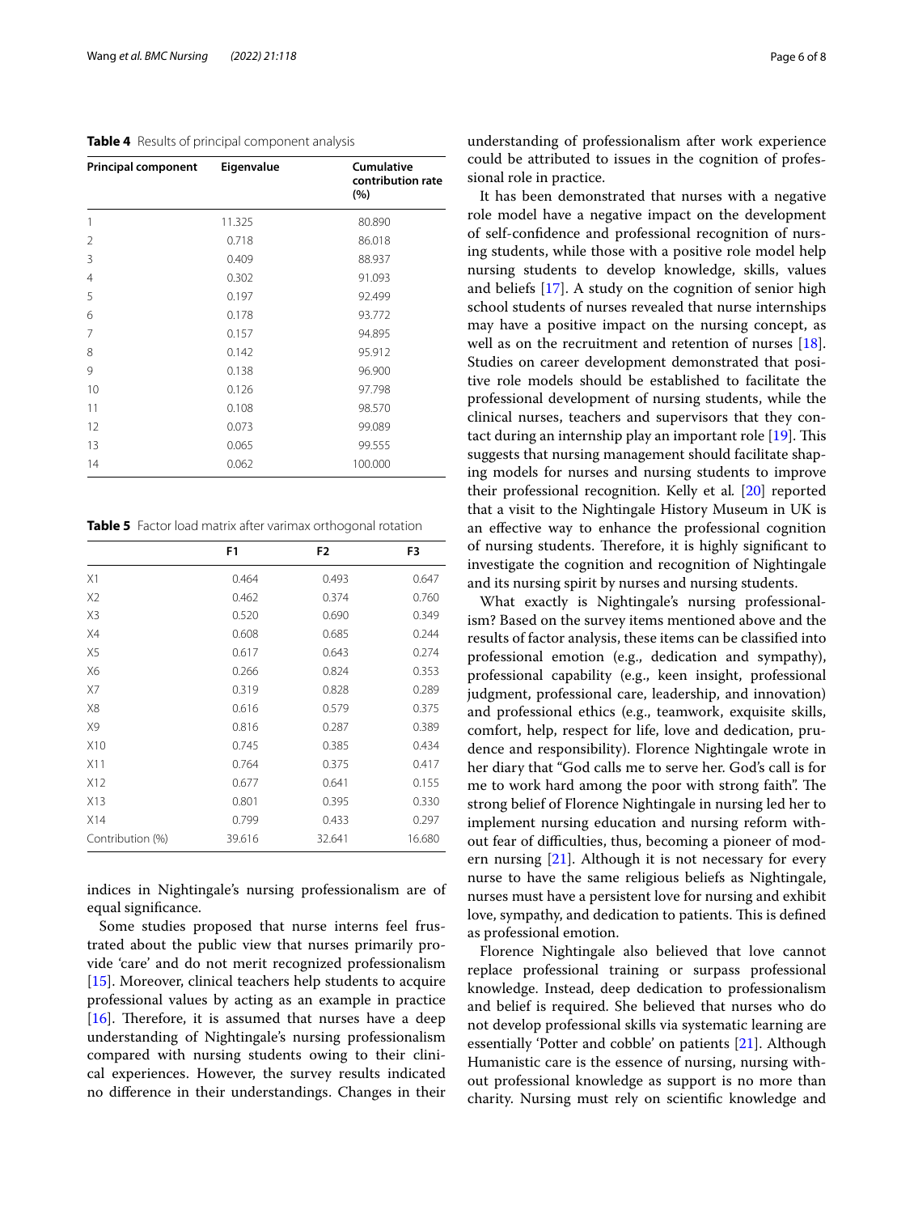**Table 4** Results of principal component analysis

| Principal component | Eigenvalue | Cumulative contribution rate (%) |
|---|---|---|
| 1 | 11.325 | 80.890 |
| 2 | 0.718 | 86.018 |
| 3 | 0.409 | 88.937 |
| 4 | 0.302 | 91.093 |
| 5 | 0.197 | 92.499 |
| 6 | 0.178 | 93.772 |
| 7 | 0.157 | 94.895 |
| 8 | 0.142 | 95.912 |
| 9 | 0.138 | 96.900 |
| 10 | 0.126 | 97.798 |
| 11 | 0.108 | 98.570 |
| 12 | 0.073 | 99.089 |
| 13 | 0.065 | 99.555 |
| 14 | 0.062 | 100.000 |

**Table 5** Factor load matrix after varimax orthogonal rotation

| | F1 | F2 | F3 |
|---|---|---|---|
| X1 | 0.464 | 0.493 | 0.647 |
| X2 | 0.462 | 0.374 | 0.760 |
| X3 | 0.520 | 0.690 | 0.349 |
| X4 | 0.608 | 0.685 | 0.244 |
| X5 | 0.617 | 0.643 | 0.274 |
| X6 | 0.266 | 0.824 | 0.353 |
| X7 | 0.319 | 0.828 | 0.289 |
| X8 | 0.616 | 0.579 | 0.375 |
| X9 | 0.816 | 0.287 | 0.389 |
| X10 | 0.745 | 0.385 | 0.434 |
| X11 | 0.764 | 0.375 | 0.417 |
| X12 | 0.677 | 0.641 | 0.155 |
| X13 | 0.801 | 0.395 | 0.330 |
| X14 | 0.799 | 0.433 | 0.297 |
| Contribution (%) | 39.616 | 32.641 | 16.680 |

indices in Nightingale's nursing professionalism are of equal significance.

Some studies proposed that nurse interns feel frustrated about the public view that nurses primarily provide 'care' and do not merit recognized professionalism [15]. Moreover, clinical teachers help students to acquire professional values by acting as an example in practice [16]. Therefore, it is assumed that nurses have a deep understanding of Nightingale's nursing professionalism compared with nursing students owing to their clinical experiences. However, the survey results indicated no difference in their understandings. Changes in their understanding of professionalism after work experience could be attributed to issues in the cognition of professional role in practice.

It has been demonstrated that nurses with a negative role model have a negative impact on the development of self-confidence and professional recognition of nursing students, while those with a positive role model help nursing students to develop knowledge, skills, values and beliefs [17]. A study on the cognition of senior high school students of nurses revealed that nurse internships may have a positive impact on the nursing concept, as well as on the recruitment and retention of nurses [18]. Studies on career development demonstrated that positive role models should be established to facilitate the professional development of nursing students, while the clinical nurses, teachers and supervisors that they contact during an internship play an important role [19]. This suggests that nursing management should facilitate shaping models for nurses and nursing students to improve their professional recognition. Kelly et al. [20] reported that a visit to the Nightingale History Museum in UK is an effective way to enhance the professional cognition of nursing students. Therefore, it is highly significant to investigate the cognition and recognition of Nightingale and its nursing spirit by nurses and nursing students.

What exactly is Nightingale's nursing professionalism? Based on the survey items mentioned above and the results of factor analysis, these items can be classified into professional emotion (e.g., dedication and sympathy), professional capability (e.g., keen insight, professional judgment, professional care, leadership, and innovation) and professional ethics (e.g., teamwork, exquisite skills, comfort, help, respect for life, love and dedication, prudence and responsibility). Florence Nightingale wrote in her diary that "God calls me to serve her. God's call is for me to work hard among the poor with strong faith". The strong belief of Florence Nightingale in nursing led her to implement nursing education and nursing reform without fear of difficulties, thus, becoming a pioneer of modern nursing [21]. Although it is not necessary for every nurse to have the same religious beliefs as Nightingale, nurses must have a persistent love for nursing and exhibit love, sympathy, and dedication to patients. This is defined as professional emotion.

Florence Nightingale also believed that love cannot replace professional training or surpass professional knowledge. Instead, deep dedication to professionalism and belief is required. She believed that nurses who do not develop professional skills via systematic learning are essentially 'Potter and cobble' on patients [21]. Although Humanistic care is the essence of nursing, nursing without professional knowledge as support is no more than charity. Nursing must rely on scientific knowledge and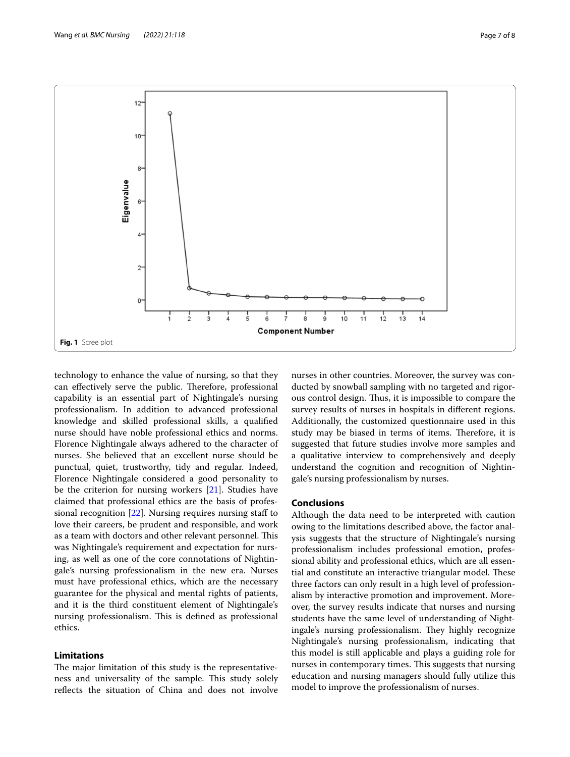Fig. 1 Scree plot

technology to enhance the value of nursing, so that they can effectively serve the public. Therefore, professional capability is an essential part of Nightingale's nursing professionalism. In addition to advanced professional knowledge and skilled professional skills, a qualified nurse should have noble professional ethics and norms. Florence Nightingale always adhered to the character of nurses. She believed that an excellent nurse should be punctual, quiet, trustworthy, tidy and regular. Indeed, Florence Nightingale considered a good personality to be the criterion for nursing workers [21]. Studies have claimed that professional ethics are the basis of professional recognition [22]. Nursing requires nursing staff to love their careers, be prudent and responsible, and work as a team with doctors and other relevant personnel. This was Nightingale's requirement and expectation for nursing, as well as one of the core connotations of Nightingale's nursing professionalism in the new era. Nurses must have professional ethics, which are the necessary guarantee for the physical and mental rights of patients, and it is the third constituent element of Nightingale's nursing professionalism. This is defined as professional ethics.

## Limitations

The major limitation of this study is the representativeness and universality of the sample. This study solely reflects the situation of China and does not involve nurses in other countries. Moreover, the survey was conducted by snowball sampling with no targeted and rigorous control design. Thus, it is impossible to compare the survey results of nurses in hospitals in different regions. Additionally, the customized questionnaire used in this study may be biased in terms of items. Therefore, it is suggested that future studies involve more samples and a qualitative interview to comprehensively and deeply understand the cognition and recognition of Nightingale's nursing professionalism by nurses.

## Conclusions

Although the data need to be interpreted with caution owing to the limitations described above, the factor analysis suggests that the structure of Nightingale's nursing professionalism includes professional emotion, professional ability and professional ethics, which are all essential and constitute an interactive triangular model. These three factors can only result in a high level of professionalism by interactive promotion and improvement. Moreover, the survey results indicate that nurses and nursing students have the same level of understanding of Nightingale's nursing professionalism. They highly recognize Nightingale's nursing professionalism, indicating that this model is still applicable and plays a guiding role for nurses in contemporary times. This suggests that nursing education and nursing managers should fully utilize this model to improve the professionalism of nurses.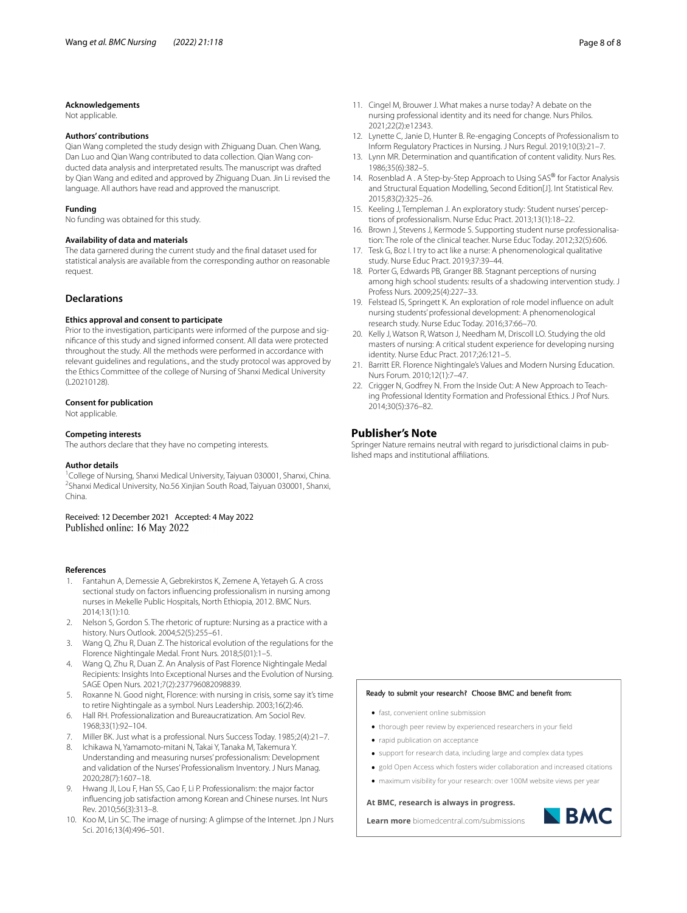**Acknowledgements**

Not applicable.

**Authors' contributions**

Qian Wang completed the study design with Zhiguang Duan. Chen Wang, Dan Luo and Qian Wang contributed to data collection. Qian Wang conducted data analysis and interpretated results. The manuscript was drafted by Qian Wang and edited and approved by Zhiguang Duan. Jin Li revised the language. All authors have read and approved the manuscript.

**Funding**

No funding was obtained for this study.

**Availability of data and materials**

The data garnered during the current study and the final dataset used for statistical analysis are available from the corresponding author on reasonable request.

## Declarations

**Ethics approval and consent to participate**

Prior to the investigation, participants were informed of the purpose and significance of this study and signed informed consent. All data were protected throughout the study. All the methods were performed in accordance with relevant guidelines and regulations., and the study protocol was approved by the Ethics Committee of the college of Nursing of Shanxi Medical University (L20210128).

**Consent for publication**

Not applicable.

**Competing interests**

The authors declare that they have no competing interests.

**Author details**

[1]College of Nursing, Shanxi Medical University, Taiyuan 030001, Shanxi, China. [2]Shanxi Medical University, No.56 Xinjian South Road, Taiyuan 030001, Shanxi, China.

Received: 12 December 2021 Accepted: 4 May 2022
Published online: 16 May 2022

**References**

1. Fantahun A, Demessie A, Gebrekirstos K, Zemene A, Yetayeh G. A cross sectional study on factors influencing professionalism in nursing among nurses in Mekelle Public Hospitals, North Ethiopia, 2012. BMC Nurs. 2014;13(1):10.
2. Nelson S, Gordon S. The rhetoric of rupture: Nursing as a practice with a history. Nurs Outlook. 2004;52(5):255–61.
3. Wang Q, Zhu R, Duan Z. The historical evolution of the regulations for the Florence Nightingale Medal. Front Nurs. 2018;5(01):1–5.
4. Wang Q, Zhu R, Duan Z. An Analysis of Past Florence Nightingale Medal Recipients: Insights Into Exceptional Nurses and the Evolution of Nursing. SAGE Open Nurs. 2021;7(2):237796082098839.
5. Roxanne N. Good night, Florence: with nursing in crisis, some say it's time to retire Nightingale as a symbol. Nurs Leadership. 2003;16(2):46.
6. Hall RH. Professionalization and Bureaucratization. Am Sociol Rev. 1968;33(1):92–104.
7. Miller BK. Just what is a professional. Nurs Success Today. 1985;2(4):21–7.
8. Ichikawa N, Yamamoto-mitani N, Takai Y, Tanaka M, Takemura Y. Understanding and measuring nurses' professionalism: Development and validation of the Nurses' Professionalism Inventory. J Nurs Manag. 2020;28(7):1607–18.
9. Hwang JI, Lou F, Han SS, Cao F, Li P. Professionalism: the major factor influencing job satisfaction among Korean and Chinese nurses. Int Nurs Rev. 2010;56(3):313–8.
10. Koo M, Lin SC. The image of nursing: A glimpse of the Internet. Jpn J Nurs Sci. 2016;13(4):496–501.
11. Cingel M, Brouwer J. What makes a nurse today? A debate on the nursing professional identity and its need for change. Nurs Philos. 2021;22(2):e12343.
12. Lynette C, Janie D, Hunter B. Re-engaging Concepts of Professionalism to Inform Regulatory Practices in Nursing. J Nurs Regul. 2019;10(3):21–7.
13. Lynn MR. Determination and quantification of content validity. Nurs Res. 1986;35(6):382–5.
14. Rosenblad A . A Step-by-Step Approach to Using SAS® for Factor Analysis and Structural Equation Modelling, Second Edition[J]. Int Statistical Rev. 2015;83(2):325–26.
15. Keeling J, Templeman J. An exploratory study: Student nurses' perceptions of professionalism. Nurse Educ Pract. 2013;13(1):18–22.
16. Brown J, Stevens J, Kermode S. Supporting student nurse professionalisation: The role of the clinical teacher. Nurse Educ Today. 2012;32(5):606.
17. Tesk G, Boz I. I try to act like a nurse: A phenomenological qualitative study. Nurse Educ Pract. 2019;37:39–44.
18. Porter G, Edwards PB, Granger BB. Stagnant perceptions of nursing among high school students: results of a shadowing intervention study. J Profess Nurs. 2009;25(4):227–33.
19. Felstead IS, Springett K. An exploration of role model influence on adult nursing students' professional development: A phenomenological research study. Nurse Educ Today. 2016;37:66–70.
20. Kelly J, Watson R, Watson J, Needham M, Driscoll LO. Studying the old masters of nursing: A critical student experience for developing nursing identity. Nurse Educ Pract. 2017;26:121–5.
21. Barritt ER. Florence Nightingale's Values and Modern Nursing Education. Nurs Forum. 2010;12(1):7–47.
22. Crigger N, Godfrey N. From the Inside Out: A New Approach to Teaching Professional Identity Formation and Professional Ethics. J Prof Nurs. 2014;30(5):376–82.

## Publisher's Note

Springer Nature remains neutral with regard to jurisdictional claims in published maps and institutional affiliations.

Ready to submit your research? Choose BMC and benefit from:

- fast, convenient online submission
- thorough peer review by experienced researchers in your field
- rapid publication on acceptance
- support for research data, including large and complex data types
- gold Open Access which fosters wider collaboration and increased citations
- maximum visibility for your research: over 100M website views per year

**At BMC, research is always in progress.**

**Learn more** biomedcentral.com/submissions